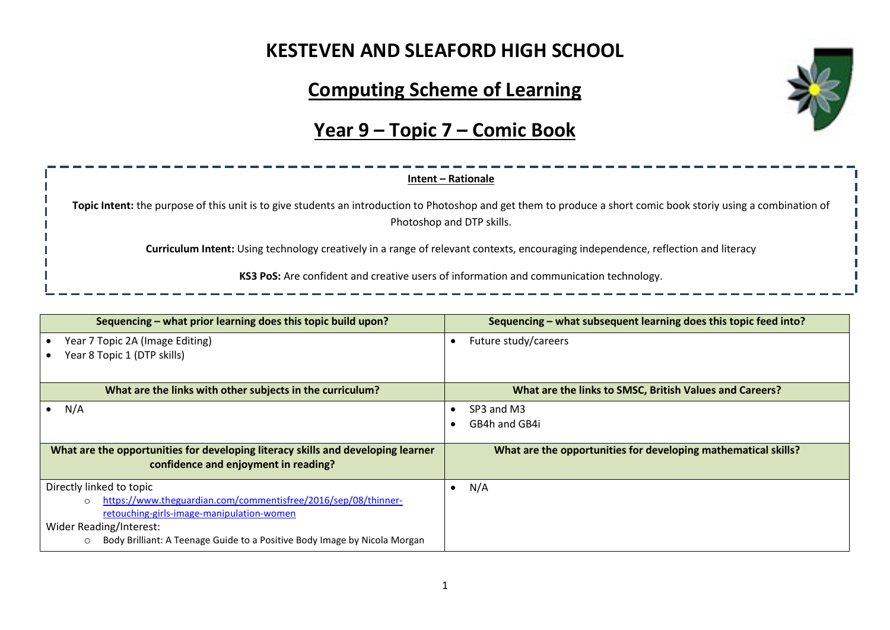# KESTEVEN AND SLEAFORD HIGH SCHOOL

## Computing Scheme of Learning

## Year 9 – Topic 7 – Comic Book

**Intent – Rationale**

**Topic Intent:** the purpose of this unit is to give students an introduction to Photoshop and get them to produce a short comic book storiy using a combination of Photoshop and DTP skills.

**Curriculum Intent:** Using technology creatively in a range of relevant contexts, encouraging independence, reflection and literacy

**KS3 PoS:** Are confident and creative users of information and communication technology.

| Sequencing – what prior learning does this topic build upon? | Sequencing – what subsequent learning does this topic feed into? |
|---|---|
| • Year 7 Topic 2A (Image Editing)<br>• Year 8 Topic 1 (DTP skills) | • Future study/careers |
| **What are the links with other subjects in the curriculum?** | **What are the links to SMSC, British Values and Careers?** |
| • N/A | • SP3 and M3<br>• GB4h and GB4i |
| **What are the opportunities for developing literacy skills and developing learner confidence and enjoyment in reading?** | **What are the opportunities for developing mathematical skills?** |
| Directly linked to topic<br>○ https://www.theguardian.com/commentisfree/2016/sep/08/thinner-retouching-girls-image-manipulation-women<br>Wider Reading/Interest:<br>○ Body Brilliant: A Teenage Guide to a Positive Body Image by Nicola Morgan | • N/A |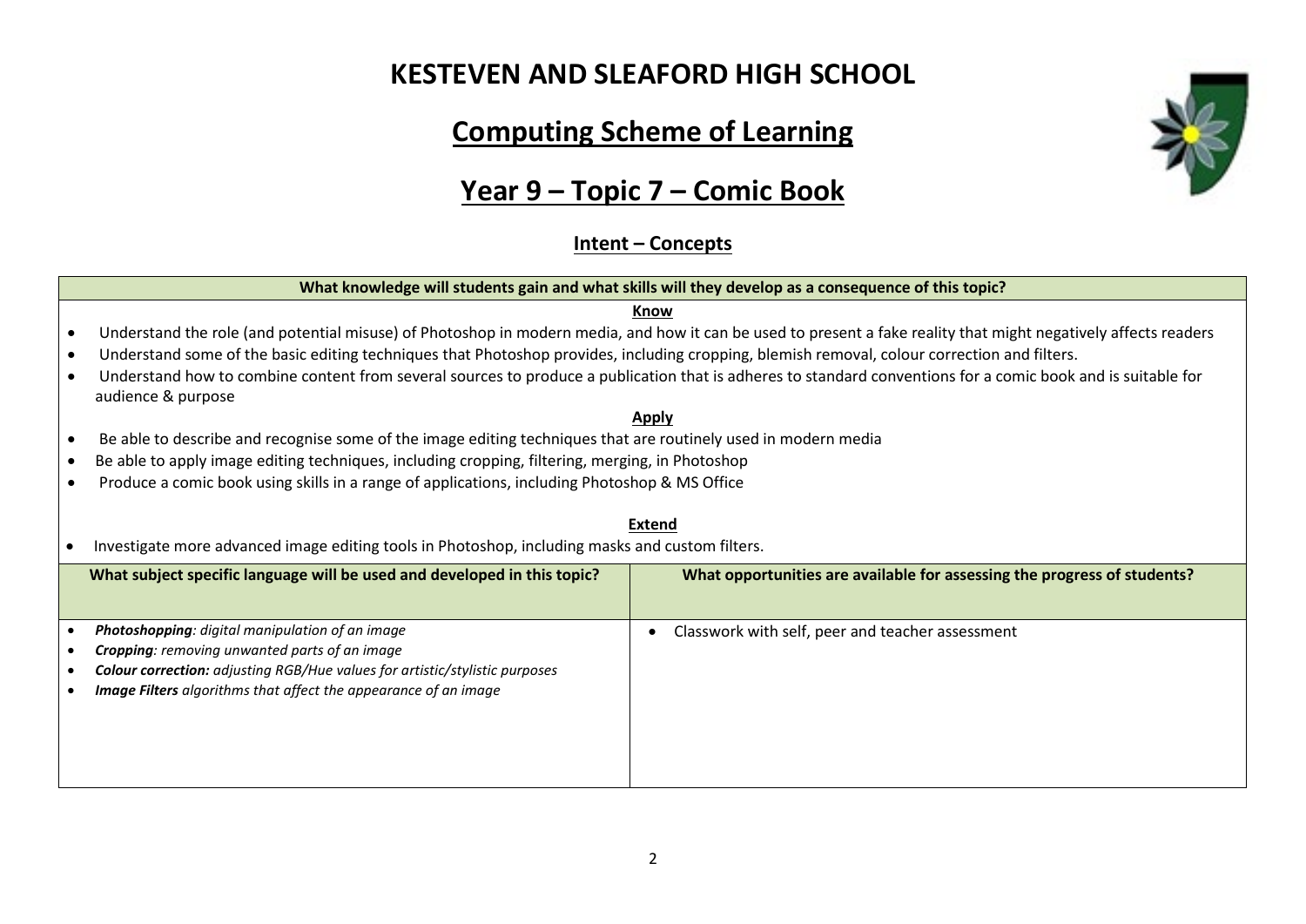# KESTEVEN AND SLEAFORD HIGH SCHOOL

## Computing Scheme of Learning

## Year 9 – Topic 7 – Comic Book

### Intent – Concepts

**What knowledge will students gain and what skills will they develop as a consequence of this topic?**

**Know**

- Understand the role (and potential misuse) of Photoshop in modern media, and how it can be used to present a fake reality that might negatively affects readers
- Understand some of the basic editing techniques that Photoshop provides, including cropping, blemish removal, colour correction and filters.
- Understand how to combine content from several sources to produce a publication that is adheres to standard conventions for a comic book and is suitable for audience & purpose

**Apply**

- Be able to describe and recognise some of the image editing techniques that are routinely used in modern media
- Be able to apply image editing techniques, including cropping, filtering, merging, in Photoshop
- Produce a comic book using skills in a range of applications, including Photoshop & MS Office

**Extend**

- Investigate more advanced image editing tools in Photoshop, including masks and custom filters.

| What subject specific language will be used and developed in this topic? | What opportunities are available for assessing the progress of students? |
| --- | --- |
| • ***Photoshopping**: digital manipulation of an image*<br>• ***Cropping**: removing unwanted parts of an image*<br>• ***Colour correction:** adjusting RGB/Hue values for artistic/stylistic purposes*<br>• ***Image Filters** algorithms that affect the appearance of an image* | • Classwork with self, peer and teacher assessment |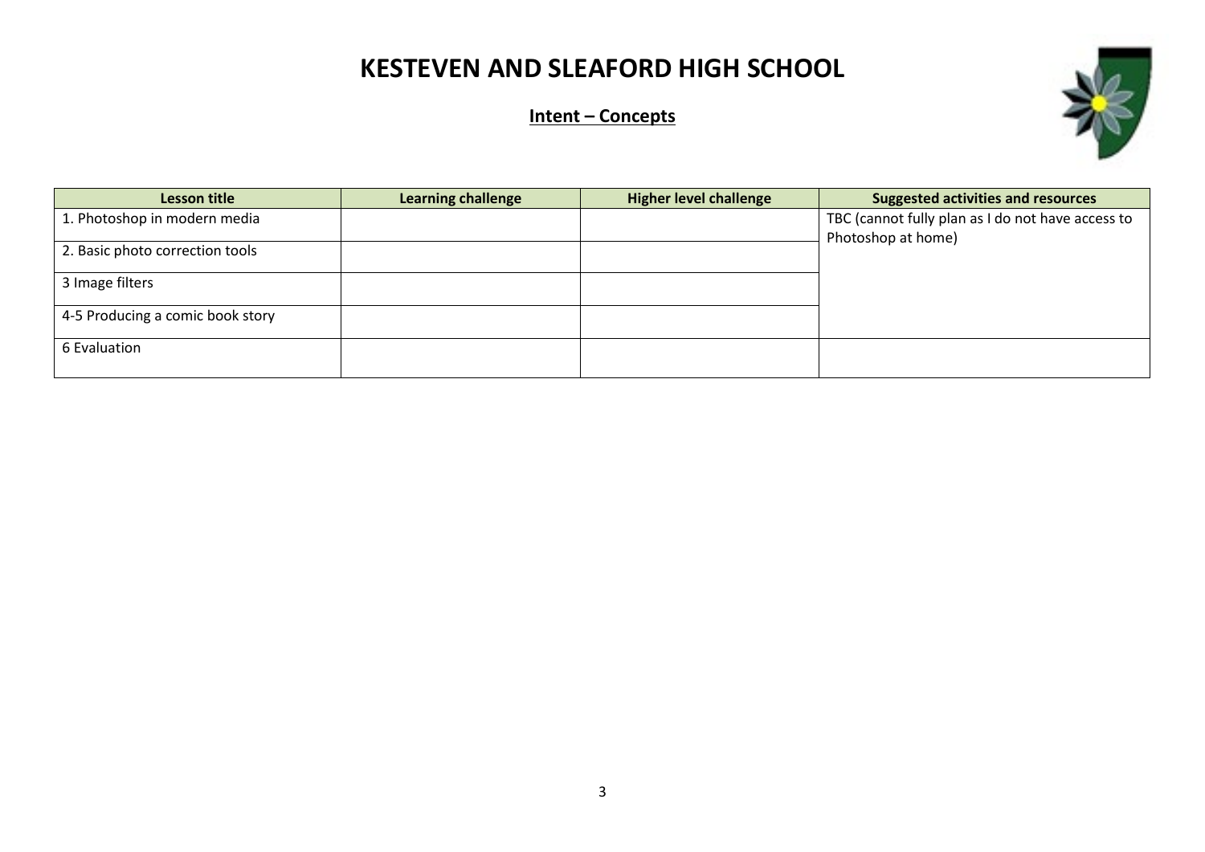# KESTEVEN AND SLEAFORD HIGH SCHOOL

## Intent – Concepts

| Lesson title | Learning challenge | Higher level challenge | Suggested activities and resources |
|---|---|---|---|
| 1. Photoshop in modern media | | | TBC (cannot fully plan as I do not have access to Photoshop at home) |
| 2. Basic photo correction tools | | | |
| 3 Image filters | | | |
| 4-5 Producing a comic book story | | | |
| 6 Evaluation | | | |